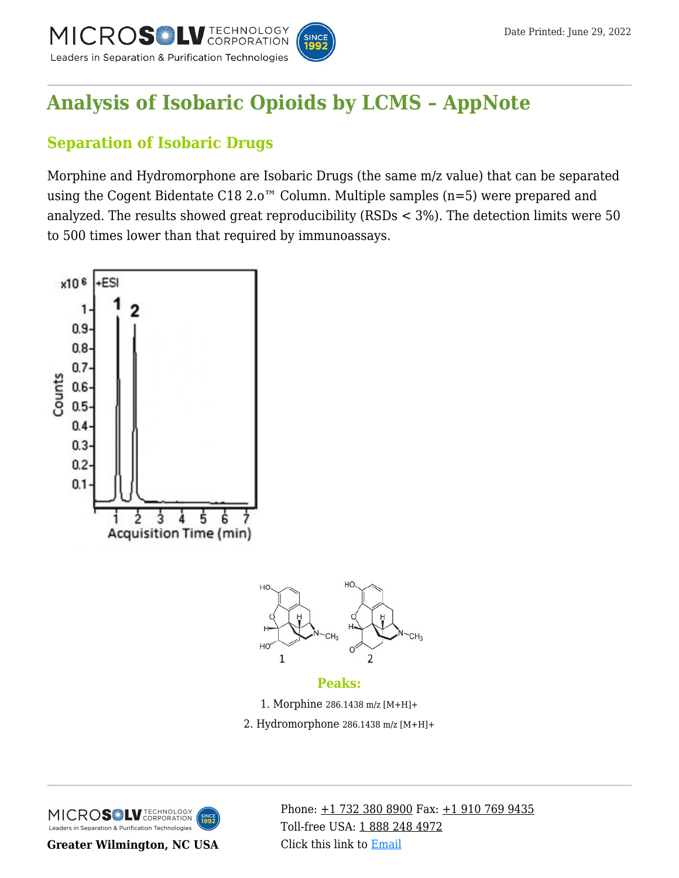# Analysis of Isobaric Opioids by LCMS – AppNote

## Separation of Isobaric Drugs

Morphine and Hydromorphone are Isobaric Drugs (the same m/z value) that can be separated using the Cogent Bidentate C18 2.o™ Column. Multiple samples (n=5) were prepared and analyzed. The results showed great reproducibility (RSDs < 3%). The detection limits were 50 to 500 times lower than that required by immunoassays.

### Peaks:

1. Morphine 286.1438 m/z [M+H]+
2. Hydromorphone 286.1438 m/z [M+H]+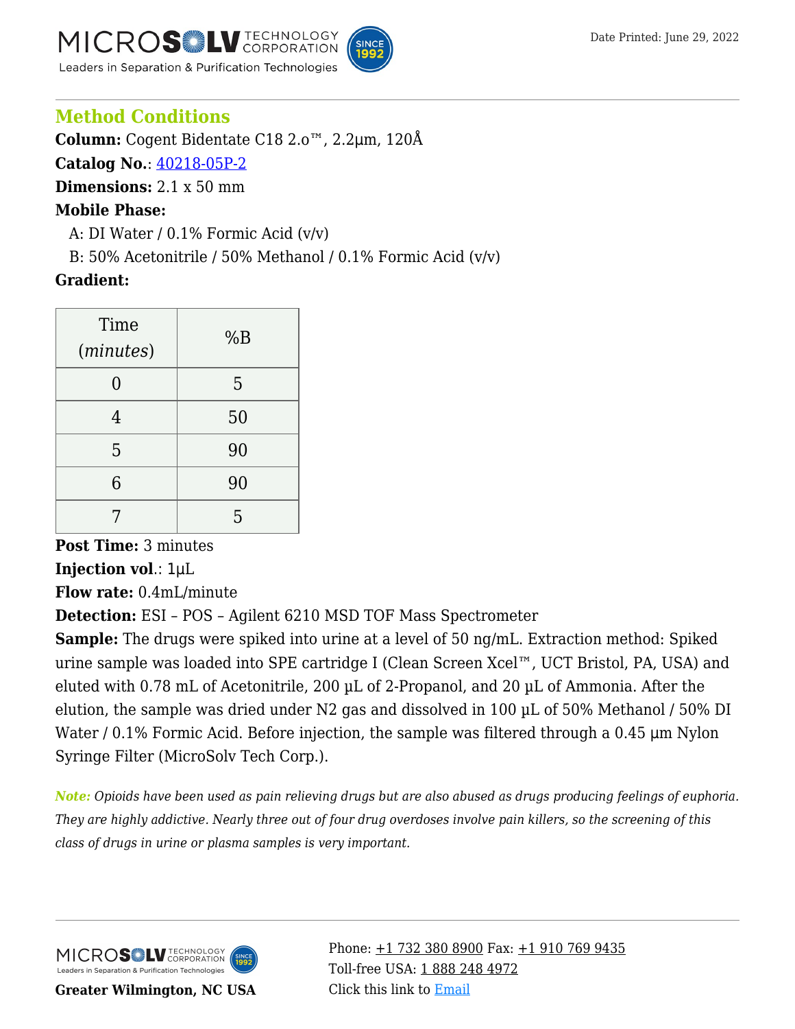## Method Conditions

**Column:** Cogent Bidentate C18 2.o™, 2.2µm, 120Å

**Catalog No.**: 40218-05P-2

**Dimensions:** 2.1 x 50 mm

**Mobile Phase:**

A: DI Water / 0.1% Formic Acid (v/v)

B: 50% Acetonitrile / 50% Methanol / 0.1% Formic Acid (v/v)

**Gradient:**

| Time (*minutes*) | %B |
|---|---|
| 0 | 5 |
| 4 | 50 |
| 5 | 90 |
| 6 | 90 |
| 7 | 5 |

**Post Time:** 3 minutes

**Injection vol.**: 1µL

**Flow rate:** 0.4mL/minute

**Detection:** ESI – POS – Agilent 6210 MSD TOF Mass Spectrometer

**Sample:** The drugs were spiked into urine at a level of 50 ng/mL. Extraction method: Spiked urine sample was loaded into SPE cartridge I (Clean Screen Xcel™, UCT Bristol, PA, USA) and eluted with 0.78 mL of Acetonitrile, 200 µL of 2-Propanol, and 20 µL of Ammonia. After the elution, the sample was dried under $N_2$ gas and dissolved in 100 µL of 50% Methanol / 50% DI Water / 0.1% Formic Acid. Before injection, the sample was filtered through a 0.45 µm Nylon Syringe Filter (MicroSolv Tech Corp.).

***Note:*** *Opioids have been used as pain relieving drugs but are also abused as drugs producing feelings of euphoria. They are highly addictive. Nearly three out of four drug overdoses involve pain killers, so the screening of this class of drugs in urine or plasma samples is very important.*

**Greater Wilmington, NC USA**

Phone: +1 732 380 8900 Fax: +1 910 769 9435
Toll-free USA: 1 888 248 4972
Click this link to Email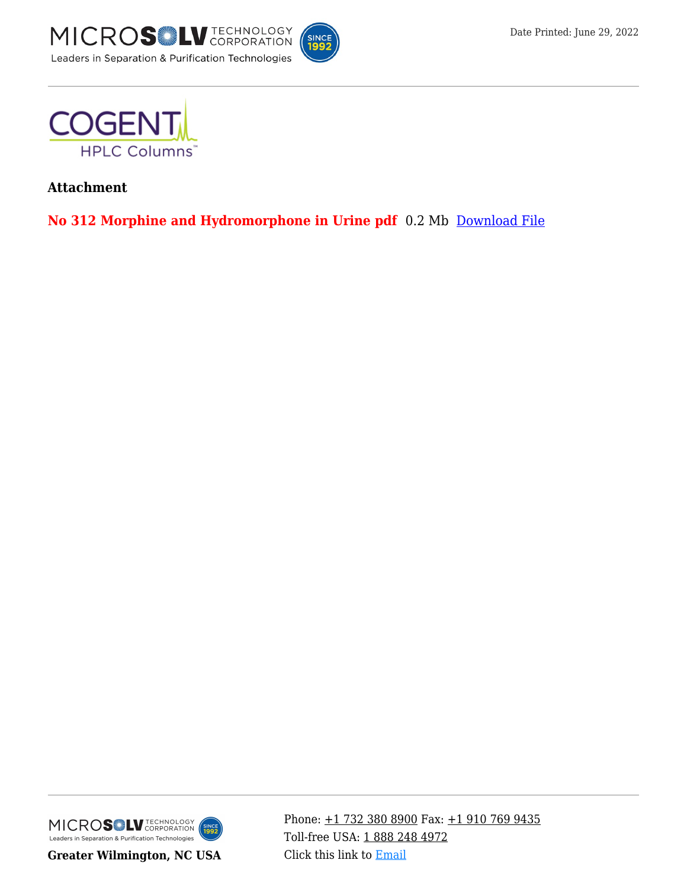**Attachment**

**No 312 Morphine and Hydromorphone in Urine pdf** 0.2 Mb [Download File]